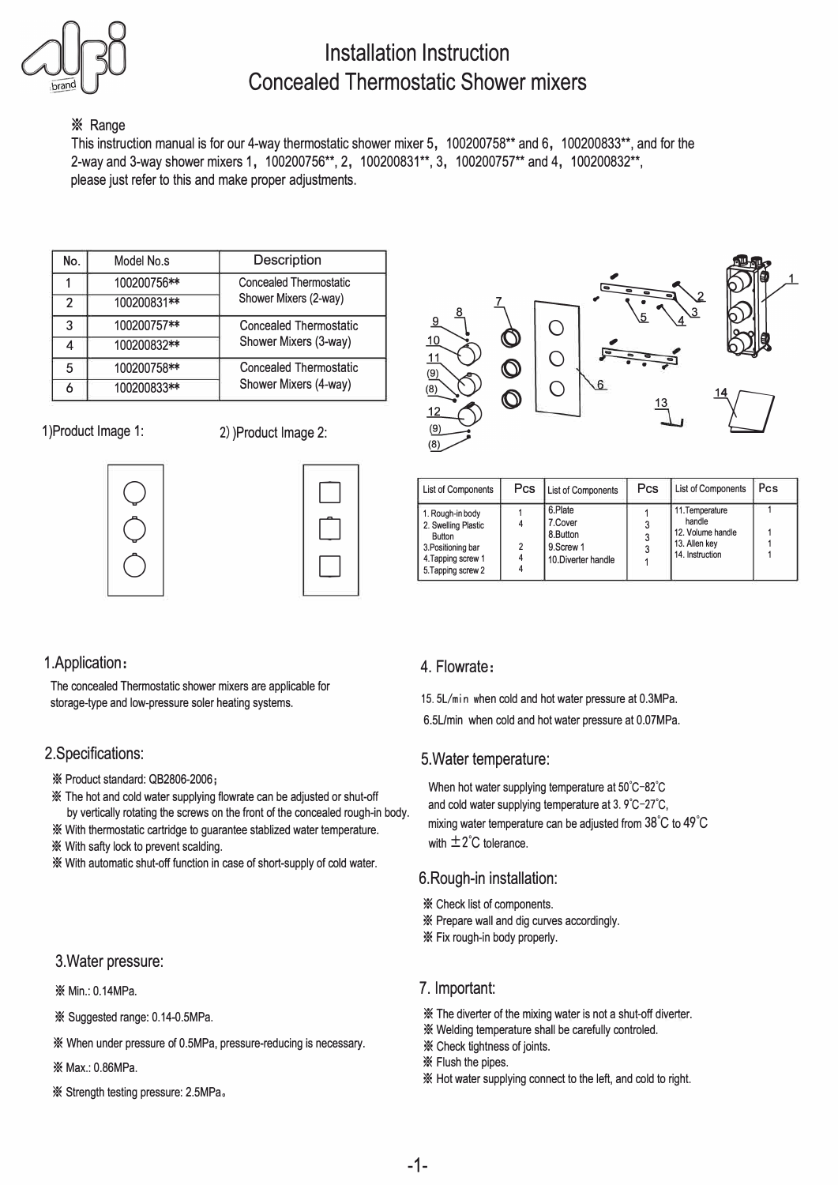# Installation Instruction
# Concealed Thermostatic Shower mixers

※ Range

This instruction manual is for our 4-way thermostatic shower mixer 5，100200758** and 6，100200833**, and for the 2-way and 3-way shower mixers 1，100200756**, 2，100200831**, 3，100200757** and 4，100200832**, please just refer to this and make proper adjustments.

| No. | Model No.s | Description |
|---|---|---|
| 1 | 100200756** | Concealed Thermostatic Shower Mixers (2-way) |
| 2 | 100200831** | |
| 3 | 100200757** | Concealed Thermostatic Shower Mixers (3-way) |
| 4 | 100200832** | |
| 5 | 100200758** | Concealed Thermostatic Shower Mixers (4-way) |
| 6 | 100200833** | |

1)Product Image 1:

2) )Product Image 2:

| List of Components | Pcs | List of Components | Pcs | List of Components | Pcs |
|---|---|---|---|---|---|
| 1. Rough-in body | 1 | 6.Plate | 1 | 11.Temperature handle | 1 |
| 2. Swelling Plastic Button | 4 | 7.Cover | 3 | 12. Volume handle | 1 |
| 3.Positioning bar | 2 | 8.Button | 3 | 13. Allen key | 1 |
| 4.Tapping screw 1 | 4 | 9.Screw 1 | 3 | 14. Instruction | 1 |
| 5.Tapping screw 2 | 4 | 10.Diverter handle | 1 | | |

## 1.Application：

The concealed Thermostatic shower mixers are applicable for storage-type and low-pressure soler heating systems.

## 2.Specifications:

※ Product standard: QB2806-2006；

※ The hot and cold water supplying flowrate can be adjusted or shut-off by vertically rotating the screws on the front of the concealed rough-in body.

※ With thermostatic cartridge to guarantee stablized water temperature.

※ With safty lock to prevent scalding.

※ With automatic shut-off function in case of short-supply of cold water.

## 3.Water pressure:

※ Min.: 0.14MPa.

※ Suggested range: 0.14-0.5MPa.

※ When under pressure of 0.5MPa, pressure-reducing is necessary.

※ Max.: 0.86MPa.

※ Strength testing pressure: 2.5MPa。

## 4. Flowrate：

15.5L/min when cold and hot water pressure at 0.3MPa.

6.5L/min when cold and hot water pressure at 0.07MPa.

## 5.Water temperature:

When hot water supplying temperature at 50˚C-82˚C and cold water supplying temperature at 3.9˚C-27˚C, mixing water temperature can be adjusted from 38˚C to 49˚C with ±2˚C tolerance.

## 6.Rough-in installation:

※ Check list of components.

※ Prepare wall and dig curves accordingly.

※ Fix rough-in body properly.

## 7. Important:

※ The diverter of the mixing water is not a shut-off diverter.

※ Welding temperature shall be carefully controled.

※ Check tightness of joints.

※ Flush the pipes.

※ Hot water supplying connect to the left, and cold to right.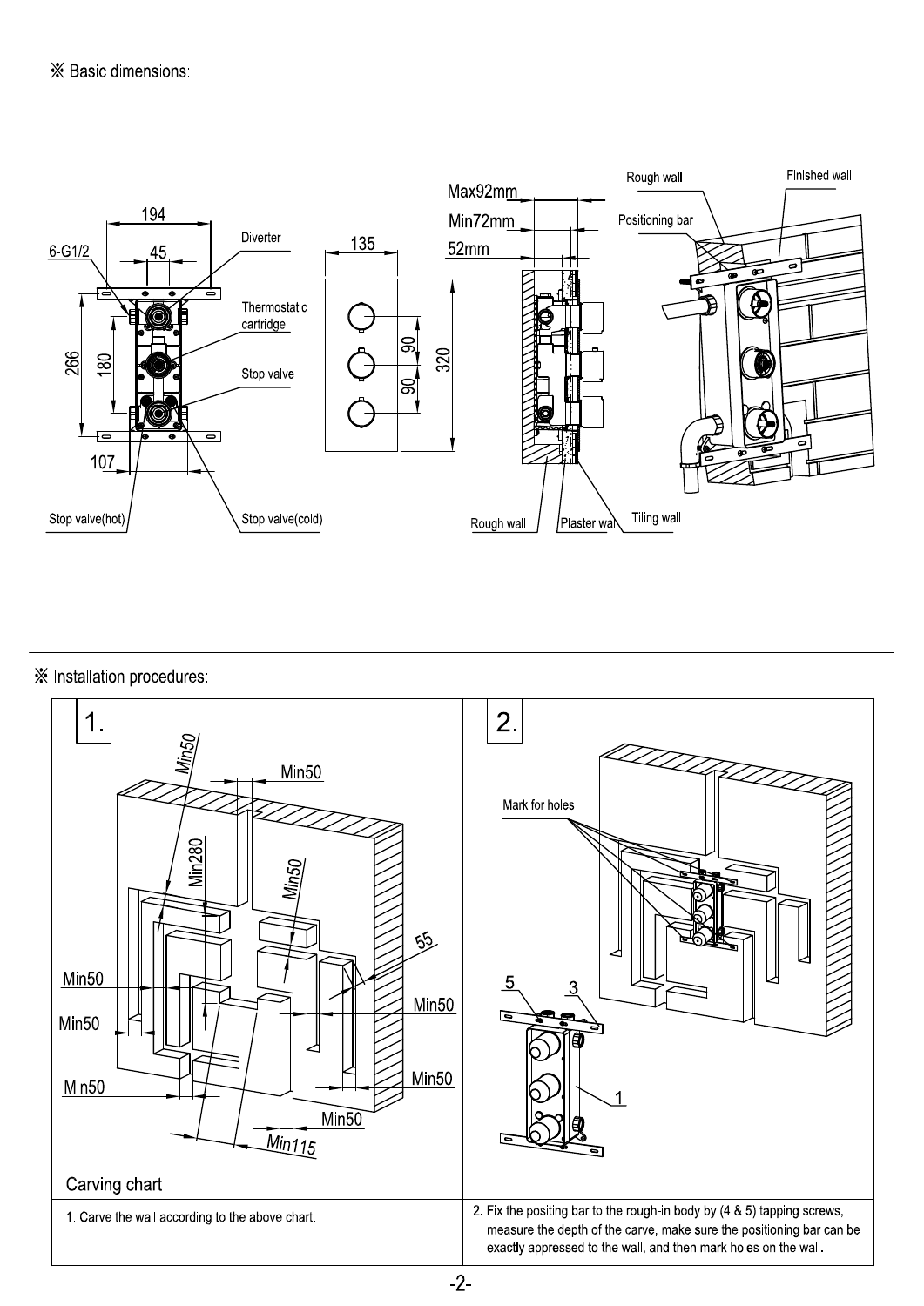※ Basic dimensions:

194

6-G1/2

45

Diverter

Thermostatic cartridge

Stop valve

266

180

107

Stop valve(hot)

Stop valve(cold)

135

90

90

320

Max92mm

Min72mm

52mm

Rough wall

Plaster wall

Tiling wall

Rough wall

Finished wall

Positioning bar

※ Installation procedures:

| 1. | 2. |
|---|---|
| Min50, Min50, Min280, Min50, 55, Min50, Min50, Min50, Min50, Min50, Min50, Min50, Min115<br>Carving chart | Mark for holes<br>5 3 1 |
| 1. Carve the wall according to the above chart. | 2. Fix the positing bar to the rough-in body by (4 & 5) tapping screws, measure the depth of the carve, make sure the positioning bar can be exactly appressed to the wall, and then mark holes on the wall. |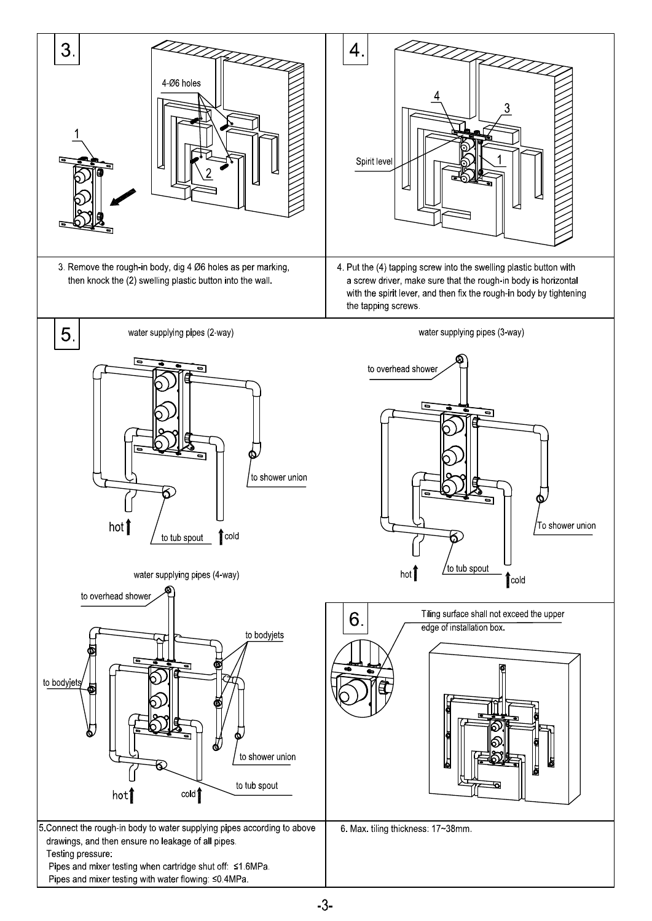## 3.

4-Ø6 holes

1

2

3. Remove the rough-in body, dig 4 Ø6 holes as per marking, then knock the (2) swelling plastic button into the wall.

## 4.

4

3

1

Spirit level

4. Put the (4) tapping screw into the swelling plastic button with a screw driver, make sure that the rough-in body is horizontal with the spirit lever, and then fix the rough-in body by tightening the tapping screws.

## 5.

water supplying pipes (2-way)

to shower union

hot

to tub spout

cold

water supplying pipes (3-way)

to overhead shower

To shower union

hot

to tub spout

cold

water supplying pipes (4-way)

to overhead shower

to bodyjets

to bodyjets

to shower union

to tub spout

hot

cold

5. Connect the rough-in body to water supplying pipes according to above drawings, and then ensure no leakage of all pipes.
Testing pressure:
Pipes and mixer testing when cartridge shut off: ≤1.6MPa.
Pipes and mixer testing with water flowing: ≤0.4MPa.

## 6.

Tiling surface shall not exceed the upper edge of installation box.

6. Max. tiling thickness: 17~38mm.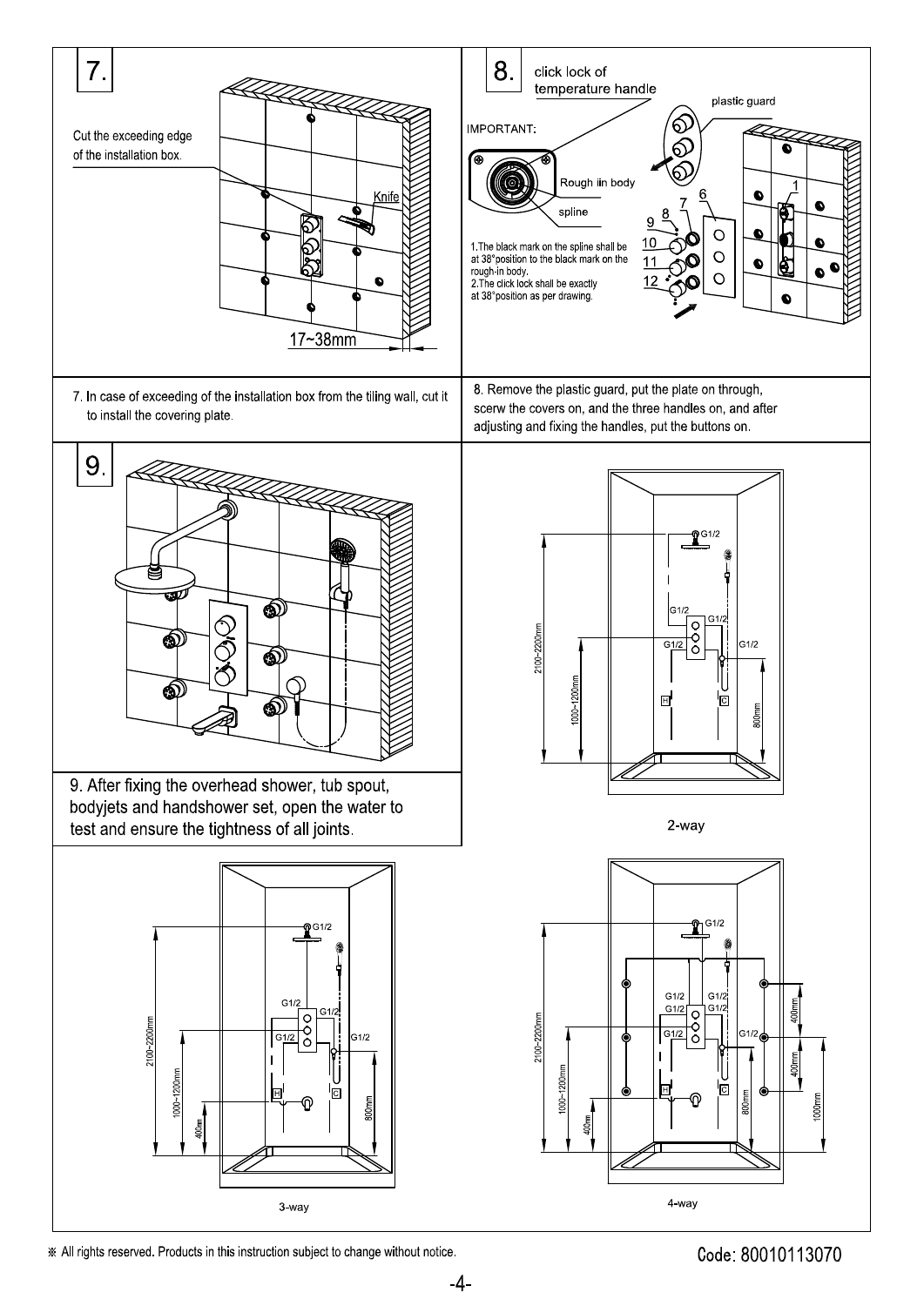## 7.

Cut the exceeding edge of the installation box.

Knife

17~38mm

7. In case of exceeding of the installation box from the tiling wall, cut it to install the covering plate.

## 8.

click lock of temperature handle

plastic guard

IMPORTANT:

Rough iin body

spline

1.The black mark on the spline shall be at 38°position to the black mark on the rough-in body.
2.The click lock shall be exactly at 38°position as per drawing.

1 6 7 8 9 10 11 12

8. Remove the plastic guard, put the plate on through, scerw the covers on, and the three handles on, and after adjusting and fixing the handles, put the buttons on.

## 9.

9. After fixing the overhead shower, tub spout, bodyjets and handshower set, open the water to test and ensure the tightness of all joints.

G1/2
G1/2
G1/2
G1/2
G1/2
2100~2200mm
1000~1200mm
800mm
H
C

2-way

G1/2
G1/2
G1/2
G1/2
G1/2
2100~2200mm
1000~1200mm
400mm
800mm
H
C

3-way

G1/2
G1/2
G1/2
G1/2
G1/2
G1/2
G1/2
2100~2200mm
1000~1200mm
400mm
800mm
400mm
400mm
1000mm
H
C

4-way

※ All rights reserved. Products in this instruction subject to change without notice.

Code: 80010113070